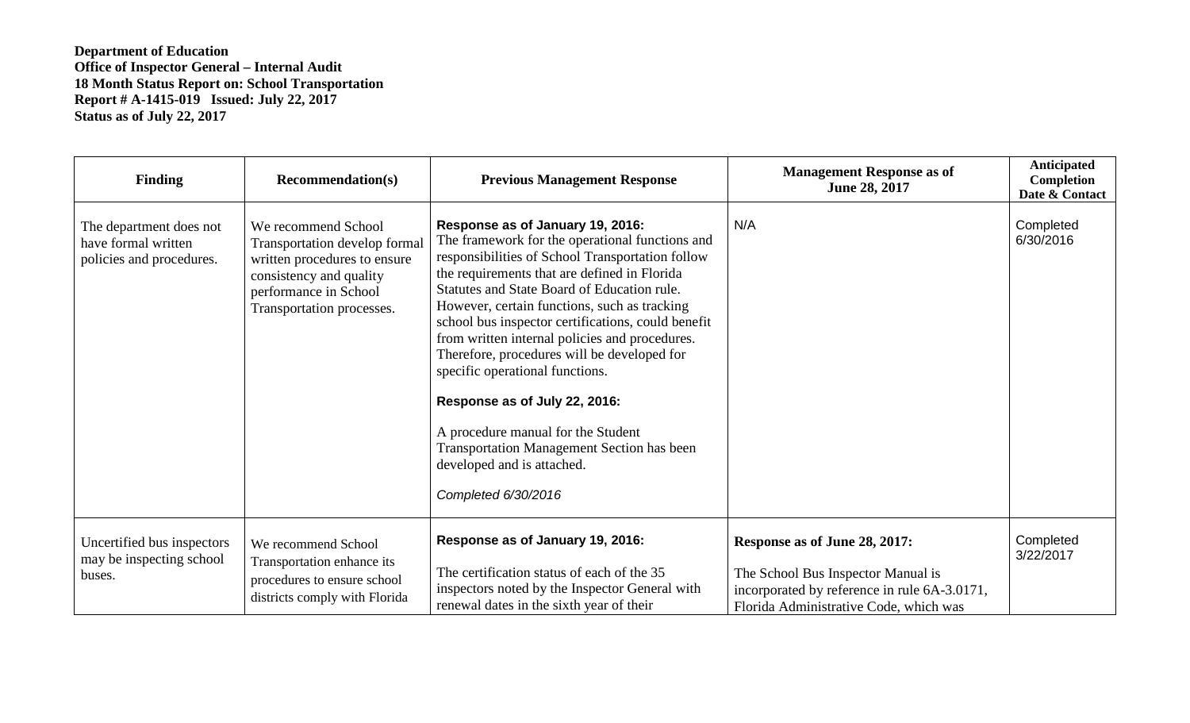**Department of Education**
**Office of Inspector General – Internal Audit**
**18 Month Status Report on: School Transportation**
**Report # A-1415-019 Issued: July 22, 2017**
**Status as of July 22, 2017**

| Finding | Recommendation(s) | Previous Management Response | Management Response as of June 28, 2017 | Anticipated Completion Date & Contact |
|---|---|---|---|---|
| The department does not have formal written policies and procedures. | We recommend School Transportation develop formal written procedures to ensure consistency and quality performance in School Transportation processes. | **Response as of January 19, 2016:** The framework for the operational functions and responsibilities of School Transportation follow the requirements that are defined in Florida Statutes and State Board of Education rule. However, certain functions, such as tracking school bus inspector certifications, could benefit from written internal policies and procedures. Therefore, procedures will be developed for specific operational functions.<br><br>**Response as of July 22, 2016:**<br><br>A procedure manual for the Student Transportation Management Section has been developed and is attached.<br><br>*Completed 6/30/2016* | N/A | Completed 6/30/2016 |
| Uncertified bus inspectors may be inspecting school buses. | We recommend School Transportation enhance its procedures to ensure school districts comply with Florida | **Response as of January 19, 2016:**<br><br>The certification status of each of the 35 inspectors noted by the Inspector General with renewal dates in the sixth year of their | **Response as of June 28, 2017:**<br><br>The School Bus Inspector Manual is incorporated by reference in rule 6A-3.0171, Florida Administrative Code, which was | Completed 3/22/2017 |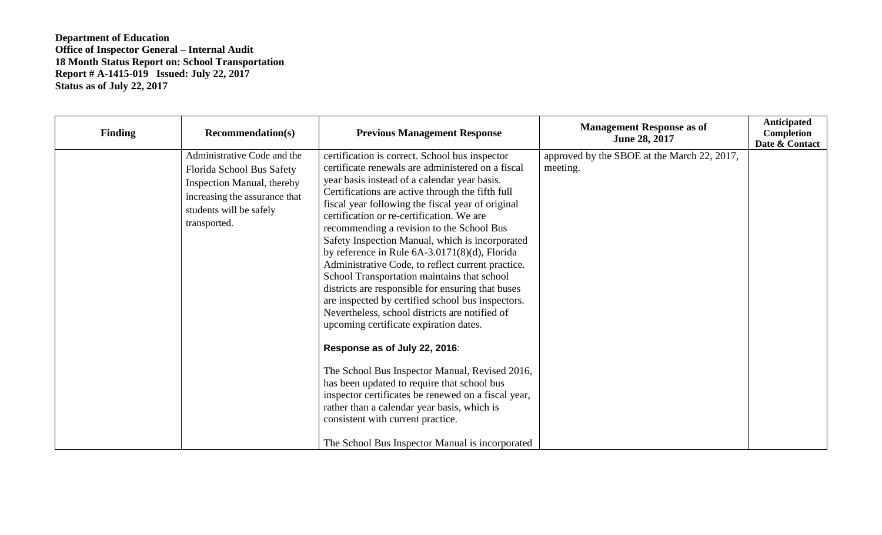**Department of Education**
**Office of Inspector General – Internal Audit**
**18 Month Status Report on: School Transportation**
**Report # A-1415-019 Issued: July 22, 2017**
**Status as of July 22, 2017**

| Finding | Recommendation(s) | Previous Management Response | Management Response as of June 28, 2017 | Anticipated Completion Date & Contact |
|---|---|---|---|---|
| | Administrative Code and the Florida School Bus Safety Inspection Manual, thereby increasing the assurance that students will be safely transported. | certification is correct. School bus inspector certificate renewals are administered on a fiscal year basis instead of a calendar year basis. Certifications are active through the fifth full fiscal year following the fiscal year of original certification or re-certification. We are recommending a revision to the School Bus Safety Inspection Manual, which is incorporated by reference in Rule 6A-3.0171(8)(d), Florida Administrative Code, to reflect current practice. School Transportation maintains that school districts are responsible for ensuring that buses are inspected by certified school bus inspectors. Nevertheless, school districts are notified of upcoming certificate expiration dates.<br><br>**Response as of July 22, 2016**:<br><br>The School Bus Inspector Manual, Revised 2016, has been updated to require that school bus inspector certificates be renewed on a fiscal year, rather than a calendar year basis, which is consistent with current practice.<br><br>The School Bus Inspector Manual is incorporated | approved by the SBOE at the March 22, 2017, meeting. | |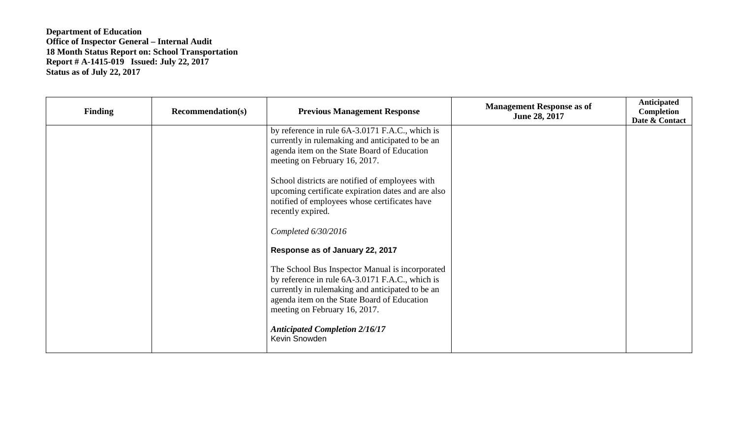**Department of Education**
**Office of Inspector General – Internal Audit**
**18 Month Status Report on: School Transportation**
**Report # A-1415-019 Issued: July 22, 2017**
**Status as of July 22, 2017**

| Finding | Recommendation(s) | Previous Management Response | Management Response as of June 28, 2017 | Anticipated Completion Date & Contact |
|---|---|---|---|---|
| | | by reference in rule 6A-3.0171 F.A.C., which is currently in rulemaking and anticipated to be an agenda item on the State Board of Education meeting on February 16, 2017.<br><br>School districts are notified of employees with upcoming certificate expiration dates and are also notified of employees whose certificates have recently expired.<br><br>*Completed 6/30/2016*<br><br>**Response as of January 22, 2017**<br><br>The School Bus Inspector Manual is incorporated by reference in rule 6A-3.0171 F.A.C., which is currently in rulemaking and anticipated to be an agenda item on the State Board of Education meeting on February 16, 2017.<br><br>***Anticipated Completion 2/16/17***<br>Kevin Snowden | | |